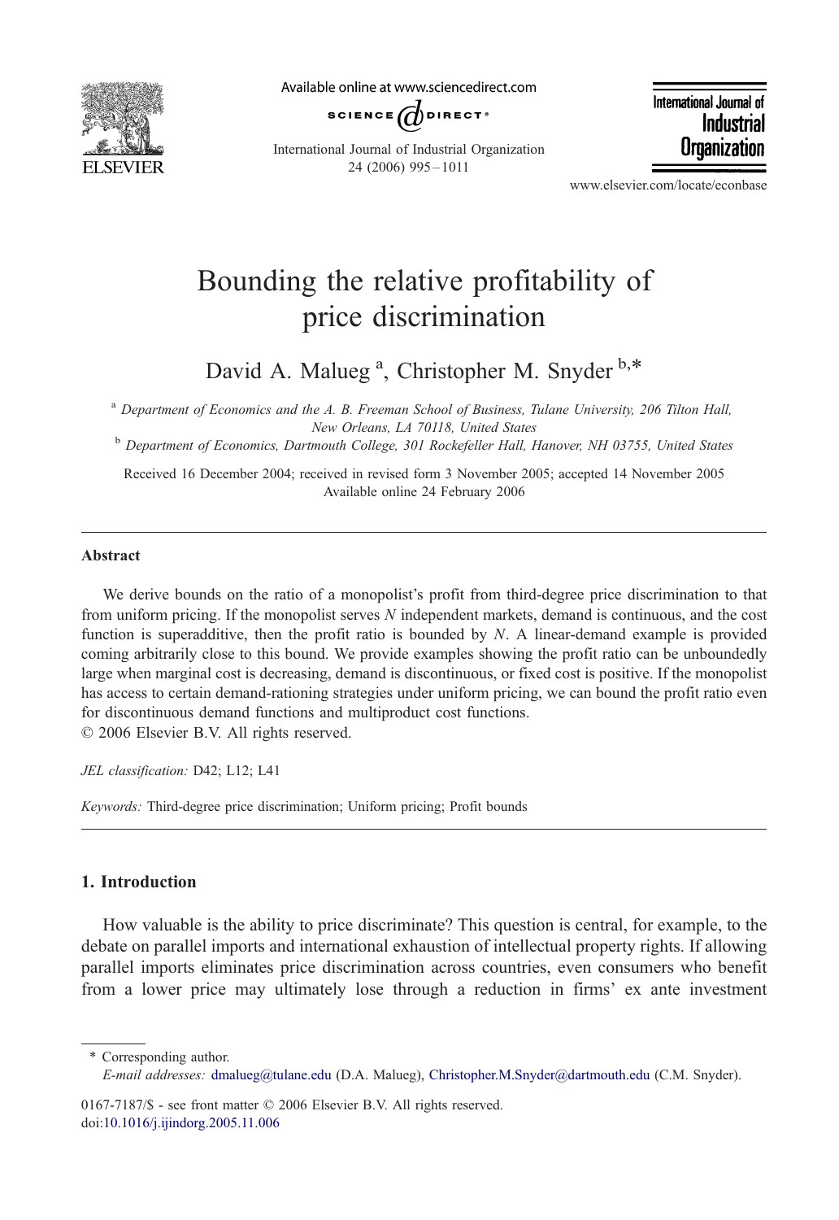# Bounding the relative profitability of price discrimination

David A. Malueg [a], Christopher M. Snyder [b,*]

[a] Department of Economics and the A. B. Freeman School of Business, Tulane University, 206 Tilton Hall, New Orleans, LA 70118, United States

[b] Department of Economics, Dartmouth College, 301 Rockefeller Hall, Hanover, NH 03755, United States

Received 16 December 2004; received in revised form 3 November 2005; accepted 14 November 2005
Available online 24 February 2006

## Abstract

We derive bounds on the ratio of a monopolist's profit from third-degree price discrimination to that from uniform pricing. If the monopolist serves $N$ independent markets, demand is continuous, and the cost function is superadditive, then the profit ratio is bounded by $N$. A linear-demand example is provided coming arbitrarily close to this bound. We provide examples showing the profit ratio can be unboundedly large when marginal cost is decreasing, demand is discontinuous, or fixed cost is positive. If the monopolist has access to certain demand-rationing strategies under uniform pricing, we can bound the profit ratio even for discontinuous demand functions and multiproduct cost functions.
© 2006 Elsevier B.V. All rights reserved.

*JEL classification:* D42; L12; L41

*Keywords:* Third-degree price discrimination; Uniform pricing; Profit bounds

## 1. Introduction

How valuable is the ability to price discriminate? This question is central, for example, to the debate on parallel imports and international exhaustion of intellectual property rights. If allowing parallel imports eliminates price discrimination across countries, even consumers who benefit from a lower price may ultimately lose through a reduction in firms' ex ante investment

---

* Corresponding author.
*E-mail addresses:* dmalueg@tulane.edu (D.A. Malueg), Christopher.M.Snyder@dartmouth.edu (C.M. Snyder).

0167-7187/$ - see front matter © 2006 Elsevier B.V. All rights reserved.
doi:10.1016/j.ijindorg.2005.11.006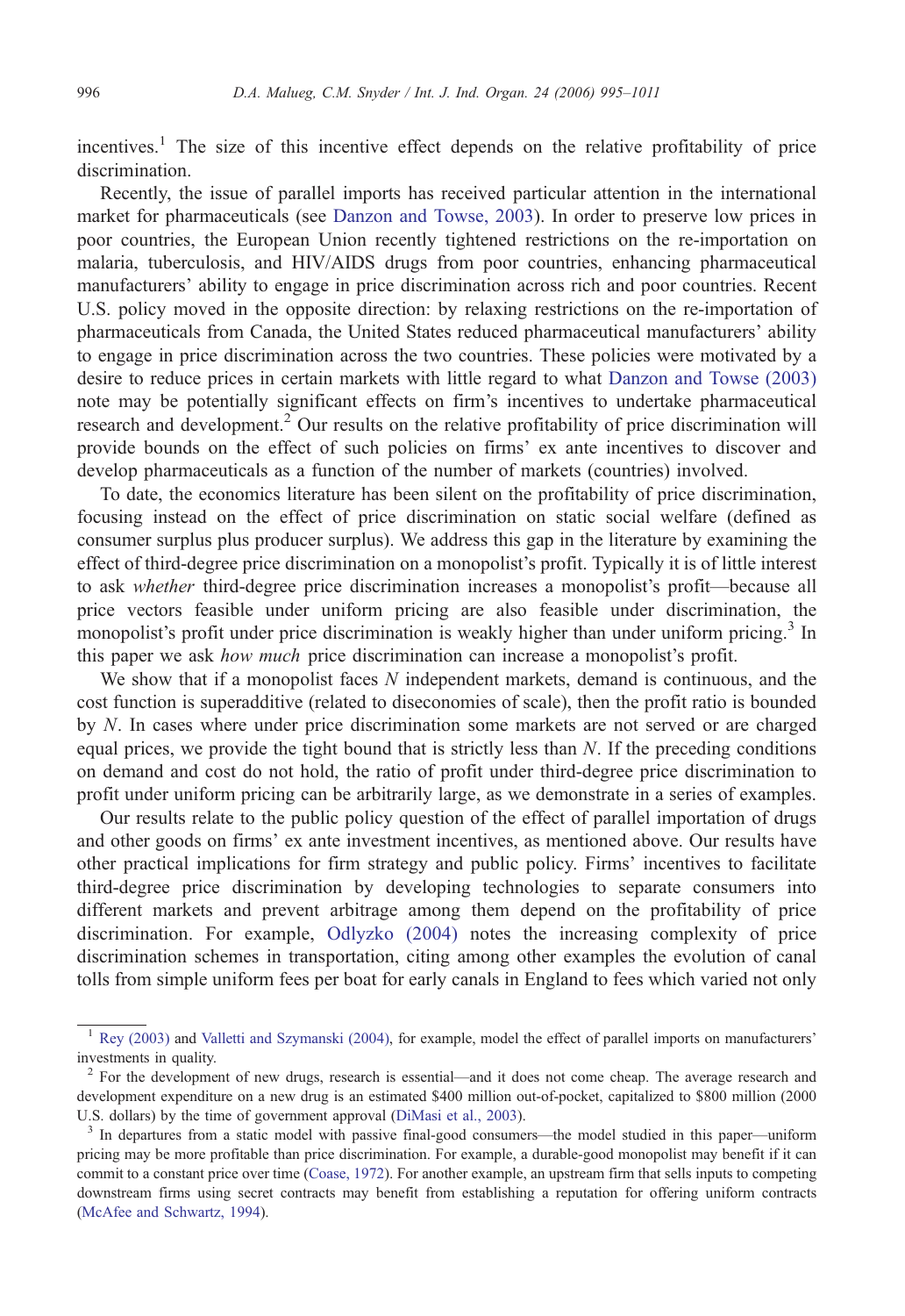incentives.[1] The size of this incentive effect depends on the relative profitability of price discrimination.

Recently, the issue of parallel imports has received particular attention in the international market for pharmaceuticals (see Danzon and Towse, 2003). In order to preserve low prices in poor countries, the European Union recently tightened restrictions on the re-importation on malaria, tuberculosis, and HIV/AIDS drugs from poor countries, enhancing pharmaceutical manufacturers' ability to engage in price discrimination across rich and poor countries. Recent U.S. policy moved in the opposite direction: by relaxing restrictions on the re-importation of pharmaceuticals from Canada, the United States reduced pharmaceutical manufacturers' ability to engage in price discrimination across the two countries. These policies were motivated by a desire to reduce prices in certain markets with little regard to what Danzon and Towse (2003) note may be potentially significant effects on firm's incentives to undertake pharmaceutical research and development.[2] Our results on the relative profitability of price discrimination will provide bounds on the effect of such policies on firms' ex ante incentives to discover and develop pharmaceuticals as a function of the number of markets (countries) involved.

To date, the economics literature has been silent on the profitability of price discrimination, focusing instead on the effect of price discrimination on static social welfare (defined as consumer surplus plus producer surplus). We address this gap in the literature by examining the effect of third-degree price discrimination on a monopolist's profit. Typically it is of little interest to ask *whether* third-degree price discrimination increases a monopolist's profit—because all price vectors feasible under uniform pricing are also feasible under discrimination, the monopolist's profit under price discrimination is weakly higher than under uniform pricing.[3] In this paper we ask *how much* price discrimination can increase a monopolist's profit.

We show that if a monopolist faces $N$ independent markets, demand is continuous, and the cost function is superadditive (related to diseconomies of scale), then the profit ratio is bounded by $N$. In cases where under price discrimination some markets are not served or are charged equal prices, we provide the tight bound that is strictly less than $N$. If the preceding conditions on demand and cost do not hold, the ratio of profit under third-degree price discrimination to profit under uniform pricing can be arbitrarily large, as we demonstrate in a series of examples.

Our results relate to the public policy question of the effect of parallel importation of drugs and other goods on firms' ex ante investment incentives, as mentioned above. Our results have other practical implications for firm strategy and public policy. Firms' incentives to facilitate third-degree price discrimination by developing technologies to separate consumers into different markets and prevent arbitrage among them depend on the profitability of price discrimination. For example, Odlyzko (2004) notes the increasing complexity of price discrimination schemes in transportation, citing among other examples the evolution of canal tolls from simple uniform fees per boat for early canals in England to fees which varied not only

[1] Rey (2003) and Valletti and Szymanski (2004), for example, model the effect of parallel imports on manufacturers' investments in quality.

[2] For the development of new drugs, research is essential—and it does not come cheap. The average research and development expenditure on a new drug is an estimated \$400 million out-of-pocket, capitalized to \$800 million (2000 U.S. dollars) by the time of government approval (DiMasi et al., 2003).

[3] In departures from a static model with passive final-good consumers—the model studied in this paper—uniform pricing may be more profitable than price discrimination. For example, a durable-good monopolist may benefit if it can commit to a constant price over time (Coase, 1972). For another example, an upstream firm that sells inputs to competing downstream firms using secret contracts may benefit from establishing a reputation for offering uniform contracts (McAfee and Schwartz, 1994).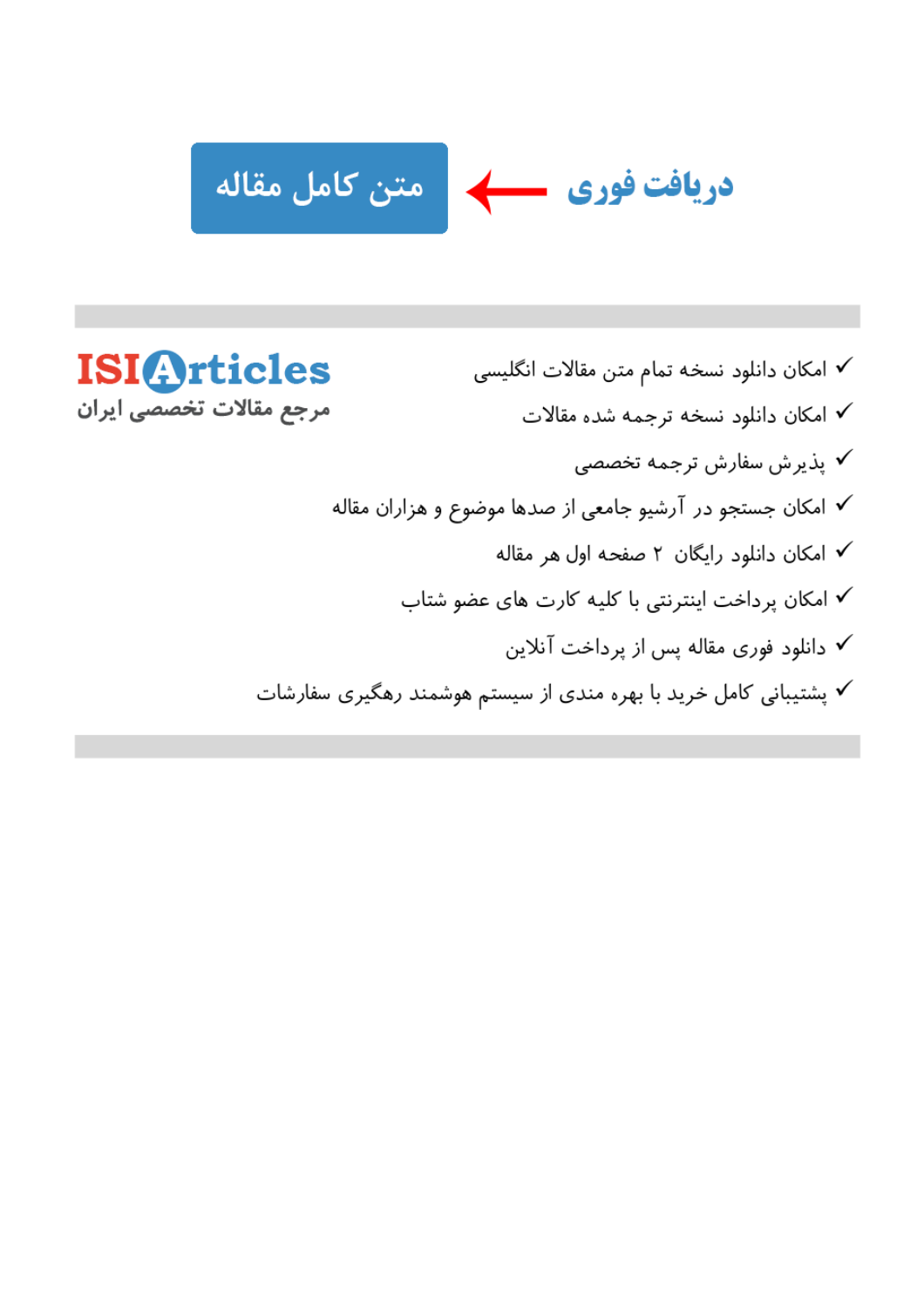دریافت فوری ← **متن کامل مقاله**

**ISIArticles**
مرجع مقالات تخصصی ایران

- ✓ امکان دانلود نسخه تمام متن مقالات انگلیسی
- ✓ امکان دانلود نسخه ترجمه شده مقالات
- ✓ پذیرش سفارش ترجمه تخصصی
- ✓ امکان جستجو در آرشیو جامعی از صدها موضوع و هزاران مقاله
- ✓ امکان دانلود رایگان ۲ صفحه اول هر مقاله
- ✓ امکان پرداخت اینترنتی با کلیه کارت های عضو شتاب
- ✓ دانلود فوری مقاله پس از پرداخت آنلاین
- ✓ پشتیبانی کامل خرید با بهره مندی از سیستم هوشمند رهگیری سفارشات